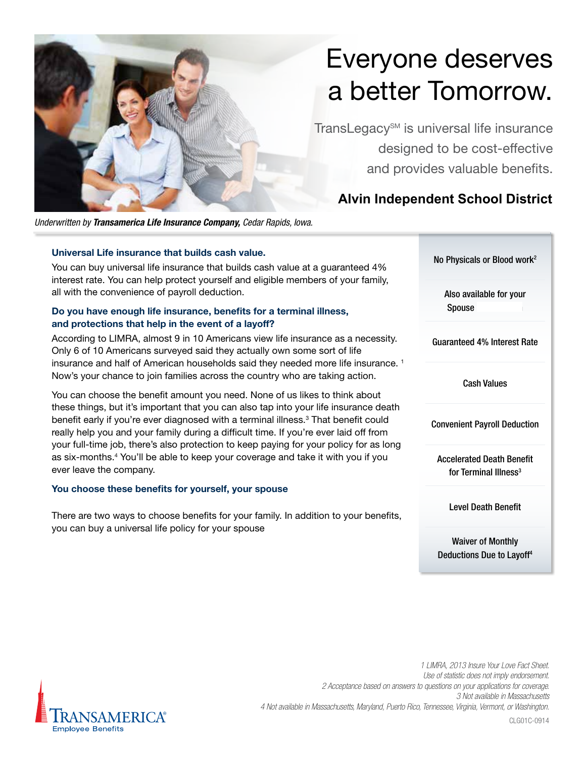# Everyone deserves a better Tomorrow.

TransLegacy℠ is universal life insurance designed to be cost-effective and provides valuable benefits.

## Alvin Independent School District

*Underwritten by **Transamerica Life Insurance Company,** Cedar Rapids, Iowa.*

### Universal Life insurance that builds cash value.

You can buy universal life insurance that builds cash value at a guaranteed 4% interest rate. You can help protect yourself and eligible members of your family, all with the convenience of payroll deduction.

### Do you have enough life insurance, benefits for a terminal illness, and protections that help in the event of a layoff?

According to LIMRA, almost 9 in 10 Americans view life insurance as a necessity. Only 6 of 10 Americans surveyed said they actually own some sort of life insurance and half of American households said they needed more life insurance. [1] Now's your chance to join families across the country who are taking action.

You can choose the benefit amount you need. None of us likes to think about these things, but it's important that you can also tap into your life insurance death benefit early if you're ever diagnosed with a terminal illness.[3] That benefit could really help you and your family during a difficult time. If you're ever laid off from your full-time job, there's also protection to keep paying for your policy for as long as six-months.[4] You'll be able to keep your coverage and take it with you if you ever leave the company.

### You choose these benefits for yourself, your spouse

There are two ways to choose benefits for your family. In addition to your benefits, you can buy a universal life policy for your spouse

- No Physicals or Blood work[2]
- Also available for your Spouse
- Guaranteed 4% Interest Rate
- Cash Values
- Convenient Payroll Deduction
- Accelerated Death Benefit for Terminal Illness[3]
- Level Death Benefit
- Waiver of Monthly Deductions Due to Layoff[4]

*1 LIMRA, 2013 Insure Your Love Fact Sheet. Use of statistic does not imply endorsement.*
*2 Acceptance based on answers to questions on your applications for coverage.*
*3 Not available in Massachusetts*
*4 Not available in Massachusetts, Maryland, Puerto Rico, Tennessee, Virginia, Vermont, or Washington.*

TRANSAMERICA® Employee Benefits

CLG01C-0914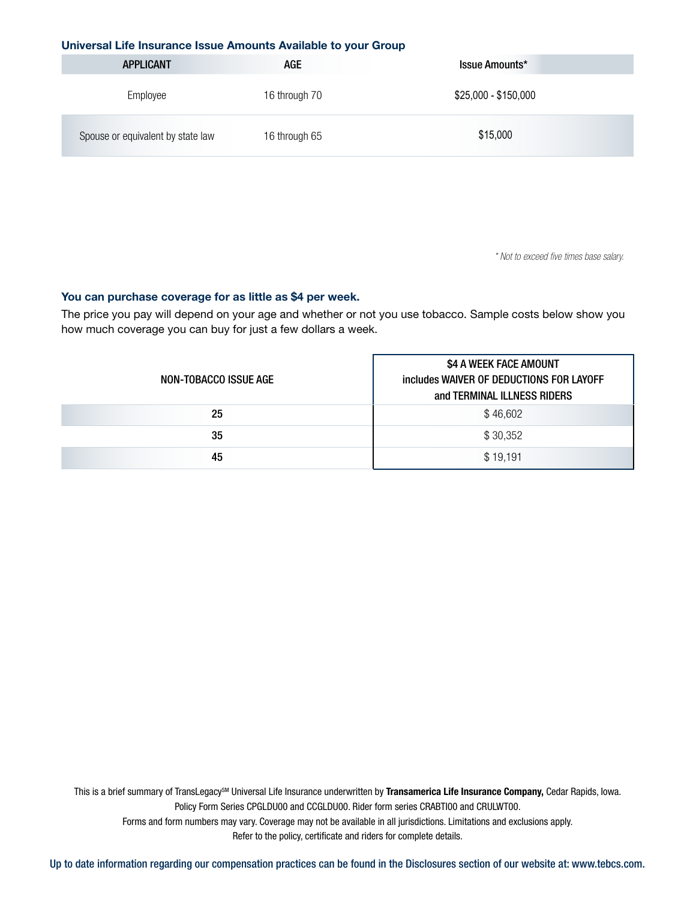### Universal Life Insurance Issue Amounts Available to your Group

| APPLICANT | AGE | Issue Amounts* |
|---|---|---|
| Employee | 16 through 70 | $25,000 - $150,000 |
| Spouse or equivalent by state law | 16 through 65 | $15,000 |

*\* Not to exceed five times base salary.*

### You can purchase coverage for as little as $4 per week.

The price you pay will depend on your age and whether or not you use tobacco. Sample costs below show you how much coverage you can buy for just a few dollars a week.

| NON-TOBACCO ISSUE AGE | $4 A WEEK FACE AMOUNT includes WAIVER OF DEDUCTIONS FOR LAYOFF and TERMINAL ILLNESS RIDERS |
|---|---|
| 25 | $ 46,602 |
| 35 | $ 30,352 |
| 45 | $ 19,191 |

This is a brief summary of TransLegacy℠ Universal Life Insurance underwritten by **Transamerica Life Insurance Company,** Cedar Rapids, Iowa. Policy Form Series CPGLDU00 and CCGLDU00. Rider form series CRABTI00 and CRULWT00. Forms and form numbers may vary. Coverage may not be available in all jurisdictions. Limitations and exclusions apply. Refer to the policy, certificate and riders for complete details.

Up to date information regarding our compensation practices can be found in the Disclosures section of our website at: www.tebcs.com.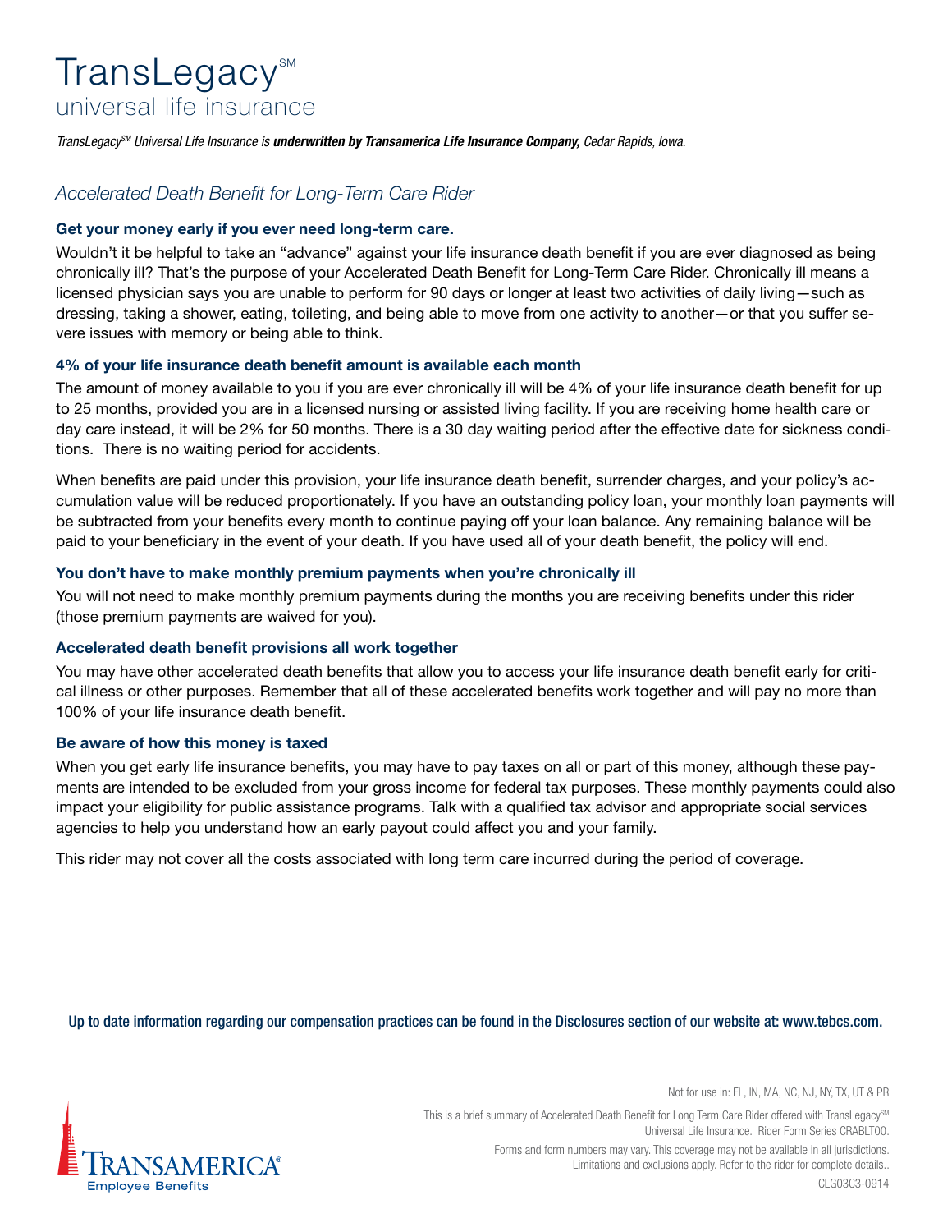# TransLegacy℠
universal life insurance

*TransLegacy℠ Universal Life Insurance is **underwritten by Transamerica Life Insurance Company,** Cedar Rapids, Iowa.*

## *Accelerated Death Benefit for Long-Term Care Rider*

### Get your money early if you ever need long-term care.

Wouldn't it be helpful to take an "advance" against your life insurance death benefit if you are ever diagnosed as being chronically ill? That's the purpose of your Accelerated Death Benefit for Long-Term Care Rider. Chronically ill means a licensed physician says you are unable to perform for 90 days or longer at least two activities of daily living—such as dressing, taking a shower, eating, toileting, and being able to move from one activity to another—or that you suffer severe issues with memory or being able to think.

### 4% of your life insurance death benefit amount is available each month

The amount of money available to you if you are ever chronically ill will be 4% of your life insurance death benefit for up to 25 months, provided you are in a licensed nursing or assisted living facility. If you are receiving home health care or day care instead, it will be 2% for 50 months. There is a 30 day waiting period after the effective date for sickness conditions. There is no waiting period for accidents.

When benefits are paid under this provision, your life insurance death benefit, surrender charges, and your policy's accumulation value will be reduced proportionately. If you have an outstanding policy loan, your monthly loan payments will be subtracted from your benefits every month to continue paying off your loan balance. Any remaining balance will be paid to your beneficiary in the event of your death. If you have used all of your death benefit, the policy will end.

### You don't have to make monthly premium payments when you're chronically ill

You will not need to make monthly premium payments during the months you are receiving benefits under this rider (those premium payments are waived for you).

### Accelerated death benefit provisions all work together

You may have other accelerated death benefits that allow you to access your life insurance death benefit early for critical illness or other purposes. Remember that all of these accelerated benefits work together and will pay no more than 100% of your life insurance death benefit.

### Be aware of how this money is taxed

When you get early life insurance benefits, you may have to pay taxes on all or part of this money, although these payments are intended to be excluded from your gross income for federal tax purposes. These monthly payments could also impact your eligibility for public assistance programs. Talk with a qualified tax advisor and appropriate social services agencies to help you understand how an early payout could affect you and your family.

This rider may not cover all the costs associated with long term care incurred during the period of coverage.

**Up to date information regarding our compensation practices can be found in the Disclosures section of our website at: www.tebcs.com.**

Not for use in: FL, IN, MA, NC, NJ, NY, TX, UT & PR

This is a brief summary of Accelerated Death Benefit for Long Term Care Rider offered with TransLegacy℠ Universal Life Insurance. Rider Form Series CRABLT00.

Forms and form numbers may vary. This coverage may not be available in all jurisdictions. Limitations and exclusions apply. Refer to the rider for complete details..

TRANSAMERICA® Employee Benefits

CLG03C3-0914